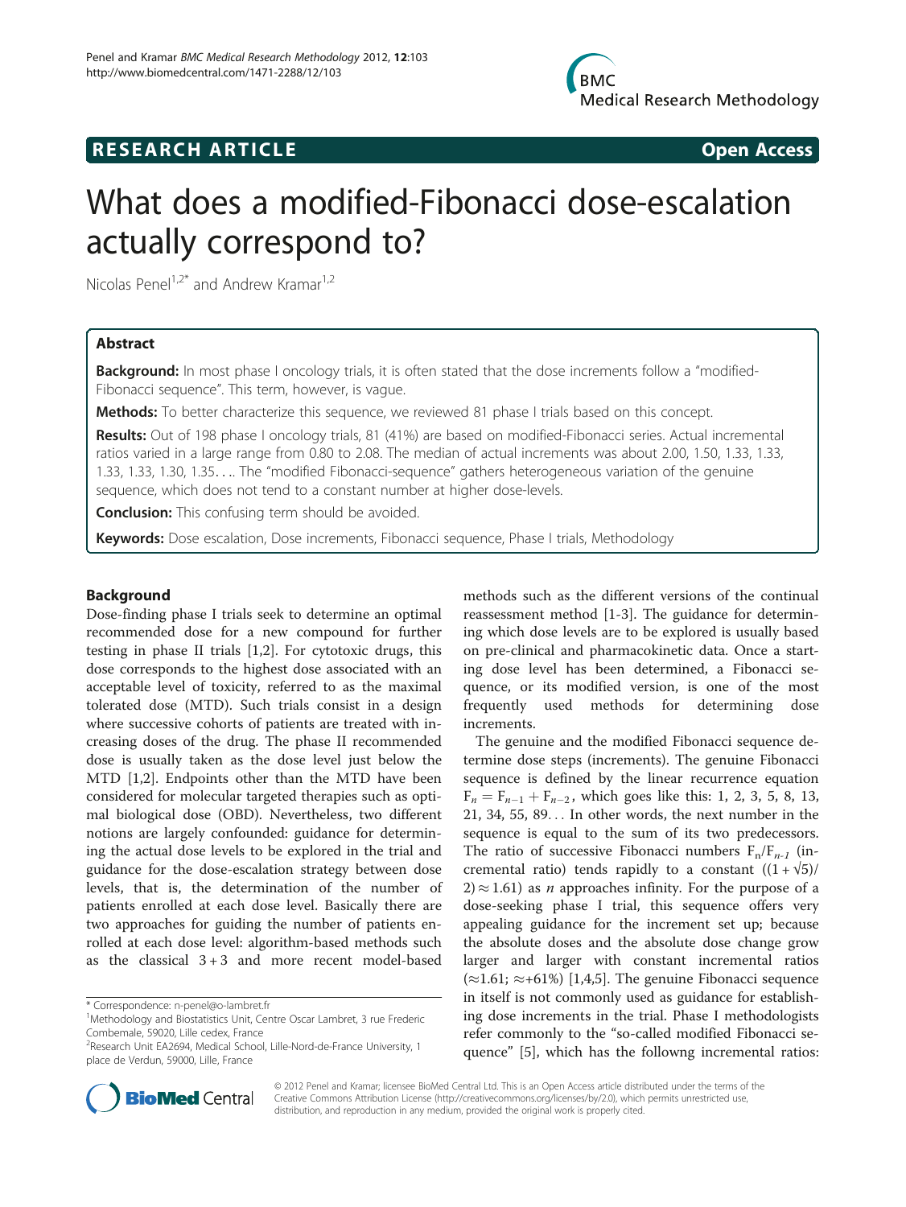**RESEARCH ARTICLE** **Open Access**

# What does a modified-Fibonacci dose-escalation actually correspond to?

Nicolas Penel[1,2*] and Andrew Kramar[1,2]

## Abstract

**Background:** In most phase I oncology trials, it is often stated that the dose increments follow a "modified-Fibonacci sequence". This term, however, is vague.

**Methods:** To better characterize this sequence, we reviewed 81 phase I trials based on this concept.

**Results:** Out of 198 phase I oncology trials, 81 (41%) are based on modified-Fibonacci series. Actual incremental ratios varied in a large range from 0.80 to 2.08. The median of actual increments was about 2.00, 1.50, 1.33, 1.33, 1.33, 1.33, 1.30, 1.35…. The "modified Fibonacci-sequence" gathers heterogeneous variation of the genuine sequence, which does not tend to a constant number at higher dose-levels.

**Conclusion:** This confusing term should be avoided.

**Keywords:** Dose escalation, Dose increments, Fibonacci sequence, Phase I trials, Methodology

## Background

Dose-finding phase I trials seek to determine an optimal recommended dose for a new compound for further testing in phase II trials [1,2]. For cytotoxic drugs, this dose corresponds to the highest dose associated with an acceptable level of toxicity, referred to as the maximal tolerated dose (MTD). Such trials consist in a design where successive cohorts of patients are treated with increasing doses of the drug. The phase II recommended dose is usually taken as the dose level just below the MTD [1,2]. Endpoints other than the MTD have been considered for molecular targeted therapies such as optimal biological dose (OBD). Nevertheless, two different notions are largely confounded: guidance for determining the actual dose levels to be explored in the trial and guidance for the dose-escalation strategy between dose levels, that is, the determination of the number of patients enrolled at each dose level. Basically there are two approaches for guiding the number of patients enrolled at each dose level: algorithm-based methods such as the classical 3 + 3 and more recent model-based methods such as the different versions of the continual reassessment method [1-3]. The guidance for determining which dose levels are to be explored is usually based on pre-clinical and pharmacokinetic data. Once a starting dose level has been determined, a Fibonacci sequence, or its modified version, is one of the most frequently used methods for determining dose increments.

The genuine and the modified Fibonacci sequence determine dose steps (increments). The genuine Fibonacci sequence is defined by the linear recurrence equation $F_n = F_{n-1} + F_{n-2}$, which goes like this: 1, 2, 3, 5, 8, 13, 21, 34, 55, 89… In other words, the next number in the sequence is equal to the sum of its two predecessors. The ratio of successive Fibonacci numbers $F_n/F_{n-1}$ (incremental ratio) tends rapidly to a constant ($(1+\sqrt{5})/2) \approx 1.61$) as $n$ approaches infinity. For the purpose of a dose-seeking phase I trial, this sequence offers very appealing guidance for the increment set up; because the absolute doses and the absolute dose change grow larger and larger with constant incremental ratios ($\approx$1.61; $\approx$+61%) [1,4,5]. The genuine Fibonacci sequence in itself is not commonly used as guidance for establishing dose increments in the trial. Phase I methodologists refer commonly to the "so-called modified Fibonacci sequence" [5], which has the followng incremental ratios:

\* Correspondence: n-penel@o-lambret.fr
[1]Methodology and Biostatistics Unit, Centre Oscar Lambret, 3 rue Frederic Combemale, 59020, Lille cedex, France
[2]Research Unit EA2694, Medical School, Lille-Nord-de-France University, 1 place de Verdun, 59000, Lille, France

© 2012 Penel and Kramar; licensee BioMed Central Ltd. This is an Open Access article distributed under the terms of the Creative Commons Attribution License (http://creativecommons.org/licenses/by/2.0), which permits unrestricted use, distribution, and reproduction in any medium, provided the original work is properly cited.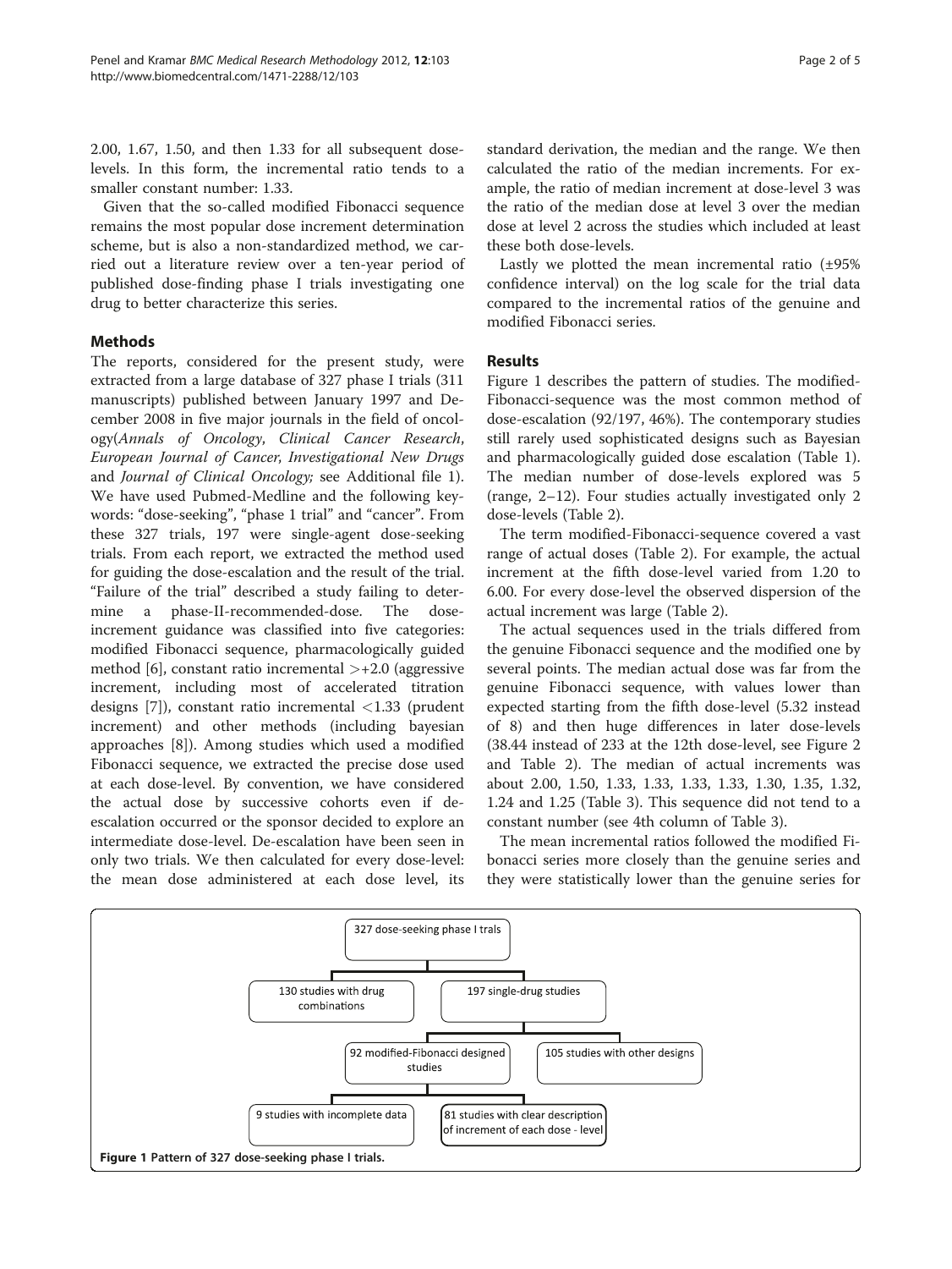2.00, 1.67, 1.50, and then 1.33 for all subsequent dose-levels. In this form, the incremental ratio tends to a smaller constant number: 1.33.

Given that the so-called modified Fibonacci sequence remains the most popular dose increment determination scheme, but is also a non-standardized method, we carried out a literature review over a ten-year period of published dose-finding phase I trials investigating one drug to better characterize this series.

## Methods

The reports, considered for the present study, were extracted from a large database of 327 phase I trials (311 manuscripts) published between January 1997 and December 2008 in five major journals in the field of oncology(*Annals of Oncology*, *Clinical Cancer Research*, *European Journal of Cancer*, *Investigational New Drugs* and *Journal of Clinical Oncology;* see Additional file 1). We have used Pubmed-Medline and the following keywords: "dose-seeking", "phase 1 trial" and "cancer". From these 327 trials, 197 were single-agent dose-seeking trials. From each report, we extracted the method used for guiding the dose-escalation and the result of the trial. "Failure of the trial" described a study failing to determine a phase-II-recommended-dose. The dose-increment guidance was classified into five categories: modified Fibonacci sequence, pharmacologically guided method [6], constant ratio incremental >+2.0 (aggressive increment, including most of accelerated titration designs [7]), constant ratio incremental <1.33 (prudent increment) and other methods (including bayesian approaches [8]). Among studies which used a modified Fibonacci sequence, we extracted the precise dose used at each dose-level. By convention, we have considered the actual dose by successive cohorts even if de-escalation occurred or the sponsor decided to explore an intermediate dose-level. De-escalation have been seen in only two trials. We then calculated for every dose-level: the mean dose administered at each dose level, its standard derivation, the median and the range. We then calculated the ratio of the median increments. For example, the ratio of median increment at dose-level 3 was the ratio of the median dose at level 3 over the median dose at level 2 across the studies which included at least these both dose-levels.

Lastly we plotted the mean incremental ratio (±95% confidence interval) on the log scale for the trial data compared to the incremental ratios of the genuine and modified Fibonacci series.

## Results

Figure 1 describes the pattern of studies. The modified-Fibonacci-sequence was the most common method of dose-escalation (92/197, 46%). The contemporary studies still rarely used sophisticated designs such as Bayesian and pharmacologically guided dose escalation (Table 1). The median number of dose-levels explored was 5 (range, 2–12). Four studies actually investigated only 2 dose-levels (Table 2).

The term modified-Fibonacci-sequence covered a vast range of actual doses (Table 2). For example, the actual increment at the fifth dose-level varied from 1.20 to 6.00. For every dose-level the observed dispersion of the actual increment was large (Table 2).

The actual sequences used in the trials differed from the genuine Fibonacci sequence and the modified one by several points. The median actual dose was far from the genuine Fibonacci sequence, with values lower than expected starting from the fifth dose-level (5.32 instead of 8) and then huge differences in later dose-levels (38.44 instead of 233 at the 12th dose-level, see Figure 2 and Table 2). The median of actual increments was about 2.00, 1.50, 1.33, 1.33, 1.33, 1.33, 1.30, 1.35, 1.32, 1.24 and 1.25 (Table 3). This sequence did not tend to a constant number (see 4th column of Table 3).

The mean incremental ratios followed the modified Fibonacci series more closely than the genuine series and they were statistically lower than the genuine series for

```
327 dose-seeking phase I trals
├── 130 studies with drug combinations
└── 197 single-drug studies
    ├── 92 modified-Fibonacci designed studies
    │   ├── 9 studies with incomplete data
    │   └── 81 studies with clear description of increment of each dose - level
    └── 105 studies with other designs
```

**Figure 1** Pattern of 327 dose-seeking phase I trials.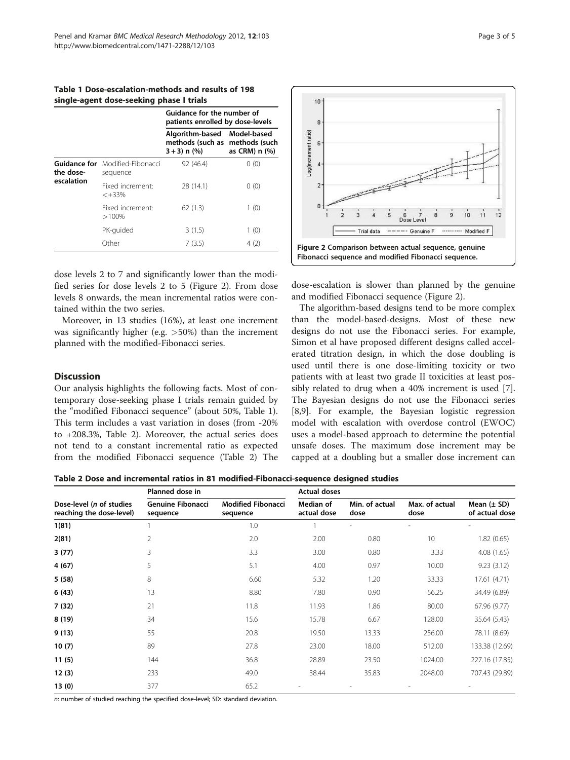**Table 1 Dose-escalation-methods and results of 198 single-agent dose-seeking phase I trials**

| | | Guidance for the number of patients enrolled by dose-levels | |
|---|---|---|---|
| | | Algorithm-based methods (such as 3 + 3) n (%) | Model-based methods (such as CRM) n (%) |
| **Guidance for the dose-escalation** | Modified-Fibonacci sequence | 92 (46.4) | 0 (0) |
| | Fixed increment: <+33% | 28 (14.1) | 0 (0) |
| | Fixed increment: >100% | 62 (1.3) | 1 (0) |
| | PK-guided | 3 (1.5) | 1 (0) |
| | Other | 7 (3.5) | 4 (2) |

dose levels 2 to 7 and significantly lower than the modified series for dose levels 2 to 5 (Figure 2). From dose levels 8 onwards, the mean incremental ratios were contained within the two series.

Moreover, in 13 studies (16%), at least one increment was significantly higher (e.g. >50%) than the increment planned with the modified-Fibonacci series.

## Discussion

Our analysis highlights the following facts. Most of contemporary dose-seeking phase I trials remain guided by the "modified Fibonacci sequence" (about 50%, Table 1). This term includes a vast variation in doses (from -20% to +208.3%, Table 2). Moreover, the actual series does not tend to a constant incremental ratio as expected from the modified Fibonacci sequence (Table 2) The dose-escalation is slower than planned by the genuine and modified Fibonacci sequence (Figure 2).

**Figure 2** Comparison between actual sequence, genuine Fibonacci sequence and modified Fibonacci sequence.

The algorithm-based designs tend to be more complex than the model-based-designs. Most of these new designs do not use the Fibonacci series. For example, Simon et al have proposed different designs called accelerated titration design, in which the dose doubling is used until there is one dose-limiting toxicity or two patients with at least two grade II toxicities at least possibly related to drug when a 40% increment is used [7]. The Bayesian designs do not use the Fibonacci series [8,9]. For example, the Bayesian logistic regression model with escalation with overdose control (EWOC) uses a model-based approach to determine the potential unsafe doses. The maximum dose increment may be capped at a doubling but a smaller dose increment can

**Table 2 Dose and incremental ratios in 81 modified-Fibonacci-sequence designed studies**

| Dose-level (*n* of studies reaching the dose-level) | Planned dose in | | Actual doses | | | |
|---|---|---|---|---|---|---|
| | Genuine Fibonacci sequence | Modified Fibonacci sequence | Median of actual dose | Min. of actual dose | Max. of actual dose | Mean (± SD) of actual dose |
| **1(81)** | 1 | 1.0 | 1 | - | - | - |
| **2(81)** | 2 | 2.0 | 2.00 | 0.80 | 10 | 1.82 (0.65) |
| **3 (77)** | 3 | 3.3 | 3.00 | 0.80 | 3.33 | 4.08 (1.65) |
| **4 (67)** | 5 | 5.1 | 4.00 | 0.97 | 10.00 | 9.23 (3.12) |
| **5 (58)** | 8 | 6.60 | 5.32 | 1.20 | 33.33 | 17.61 (4.71) |
| **6 (43)** | 13 | 8.80 | 7.80 | 0.90 | 56.25 | 34.49 (6.89) |
| **7 (32)** | 21 | 11.8 | 11.93 | 1.86 | 80.00 | 67.96 (9.77) |
| **8 (19)** | 34 | 15.6 | 15.78 | 6.67 | 128.00 | 35.64 (5.43) |
| **9 (13)** | 55 | 20.8 | 19.50 | 13.33 | 256.00 | 78.11 (8.69) |
| **10 (7)** | 89 | 27.8 | 23.00 | 18.00 | 512.00 | 133.38 (12.69) |
| **11 (5)** | 144 | 36.8 | 28.89 | 23.50 | 1024.00 | 227.16 (17.85) |
| **12 (3)** | 233 | 49.0 | 38.44 | 35.83 | 2048.00 | 707.43 (29.89) |
| **13 (0)** | 377 | 65.2 | - | - | - | - |

*n*: number of studied reaching the specified dose-level; SD: standard deviation.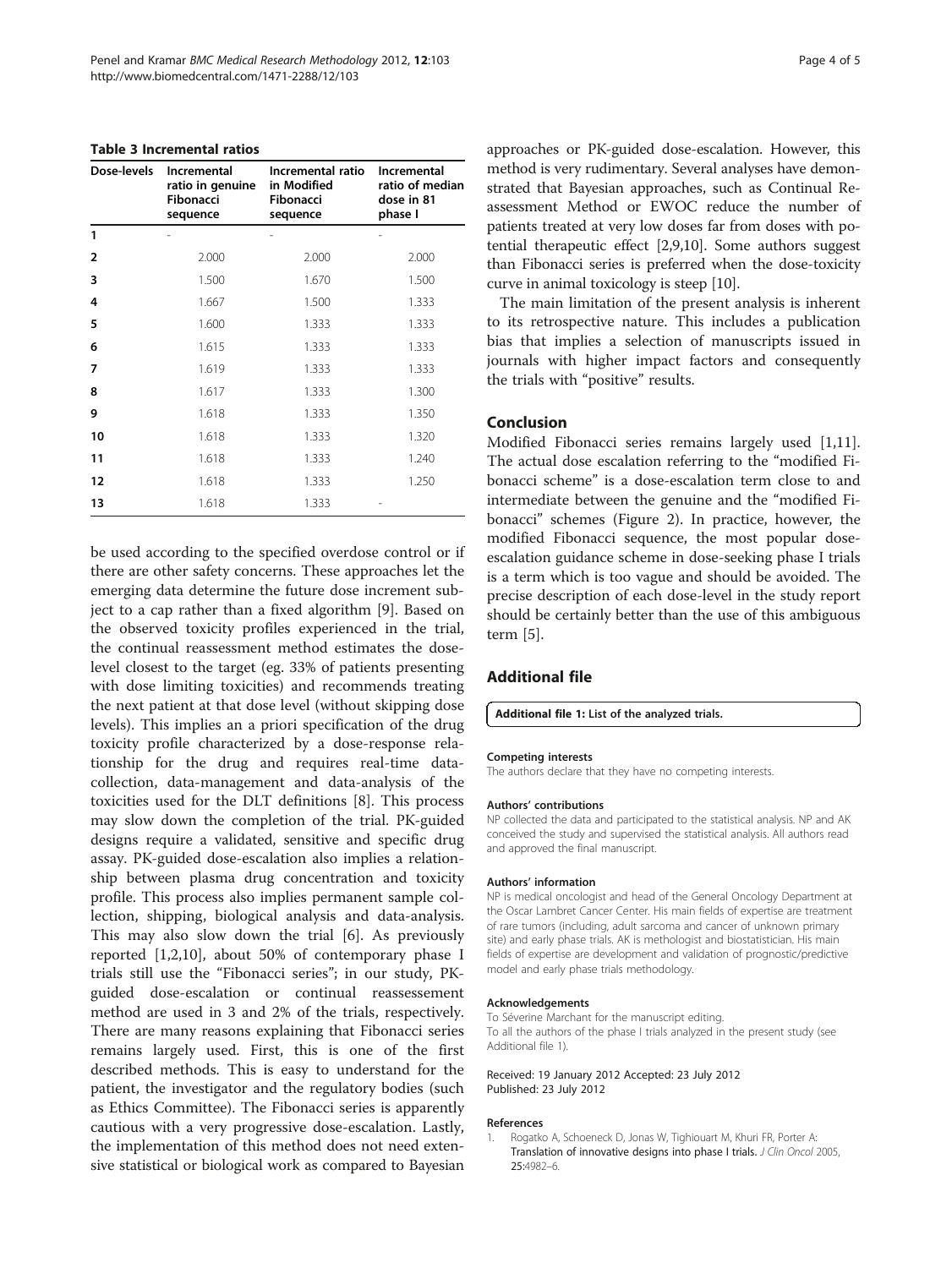**Table 3 Incremental ratios**

| Dose-levels | Incremental ratio in genuine Fibonacci sequence | Incremental ratio in Modified Fibonacci sequence | Incremental ratio of median dose in 81 phase I |
|---|---|---|---|
| 1 | - | - | - |
| 2 | 2.000 | 2.000 | 2.000 |
| 3 | 1.500 | 1.670 | 1.500 |
| 4 | 1.667 | 1.500 | 1.333 |
| 5 | 1.600 | 1.333 | 1.333 |
| 6 | 1.615 | 1.333 | 1.333 |
| 7 | 1.619 | 1.333 | 1.333 |
| 8 | 1.617 | 1.333 | 1.300 |
| 9 | 1.618 | 1.333 | 1.350 |
| 10 | 1.618 | 1.333 | 1.320 |
| 11 | 1.618 | 1.333 | 1.240 |
| 12 | 1.618 | 1.333 | 1.250 |
| 13 | 1.618 | 1.333 | - |

be used according to the specified overdose control or if there are other safety concerns. These approaches let the emerging data determine the future dose increment subject to a cap rather than a fixed algorithm [9]. Based on the observed toxicity profiles experienced in the trial, the continual reassessment method estimates the dose-level closest to the target (eg. 33% of patients presenting with dose limiting toxicities) and recommends treating the next patient at that dose level (without skipping dose levels). This implies an a priori specification of the drug toxicity profile characterized by a dose-response relationship for the drug and requires real-time data-collection, data-management and data-analysis of the toxicities used for the DLT definitions [8]. This process may slow down the completion of the trial. PK-guided designs require a validated, sensitive and specific drug assay. PK-guided dose-escalation also implies a relationship between plasma drug concentration and toxicity profile. This process also implies permanent sample collection, shipping, biological analysis and data-analysis. This may also slow down the trial [6]. As previously reported [1,2,10], about 50% of contemporary phase I trials still use the "Fibonacci series"; in our study, PK-guided dose-escalation or continual reassessement method are used in 3 and 2% of the trials, respectively. There are many reasons explaining that Fibonacci series remains largely used. First, this is one of the first described methods. This is easy to understand for the patient, the investigator and the regulatory bodies (such as Ethics Committee). The Fibonacci series is apparently cautious with a very progressive dose-escalation. Lastly, the implementation of this method does not need extensive statistical or biological work as compared to Bayesian approaches or PK-guided dose-escalation. However, this method is very rudimentary. Several analyses have demonstrated that Bayesian approaches, such as Continual Reassessment Method or EWOC reduce the number of patients treated at very low doses far from doses with potential therapeutic effect [2,9,10]. Some authors suggest than Fibonacci series is preferred when the dose-toxicity curve in animal toxicology is steep [10].

The main limitation of the present analysis is inherent to its retrospective nature. This includes a publication bias that implies a selection of manuscripts issued in journals with higher impact factors and consequently the trials with "positive" results.

## Conclusion

Modified Fibonacci series remains largely used [1,11]. The actual dose escalation referring to the "modified Fibonacci scheme" is a dose-escalation term close to and intermediate between the genuine and the "modified Fibonacci" schemes (Figure 2). In practice, however, the modified Fibonacci sequence, the most popular dose-escalation guidance scheme in dose-seeking phase I trials is a term which is too vague and should be avoided. The precise description of each dose-level in the study report should be certainly better than the use of this ambiguous term [5].

## Additional file

**Additional file 1: List of the analyzed trials.**

#### Competing interests

The authors declare that they have no competing interests.

#### Authors' contributions

NP collected the data and participated to the statistical analysis. NP and AK conceived the study and supervised the statistical analysis. All authors read and approved the final manuscript.

#### Authors' information

NP is medical oncologist and head of the General Oncology Department at the Oscar Lambret Cancer Center. His main fields of expertise are treatment of rare tumors (including, adult sarcoma and cancer of unknown primary site) and early phase trials. AK is methologist and biostatistician. His main fields of expertise are development and validation of prognostic/predictive model and early phase trials methodology.

#### Acknowledgements

To Séverine Marchant for the manuscript editing.
To all the authors of the phase I trials analyzed in the present study (see Additional file 1).

Received: 19 January 2012 Accepted: 23 July 2012
Published: 23 July 2012

#### References

1. Rogatko A, Schoeneck D, Jonas W, Tighiouart M, Khuri FR, Porter A: **Translation of innovative designs into phase I trials.** *J Clin Oncol* 2005, **25:**4982–6.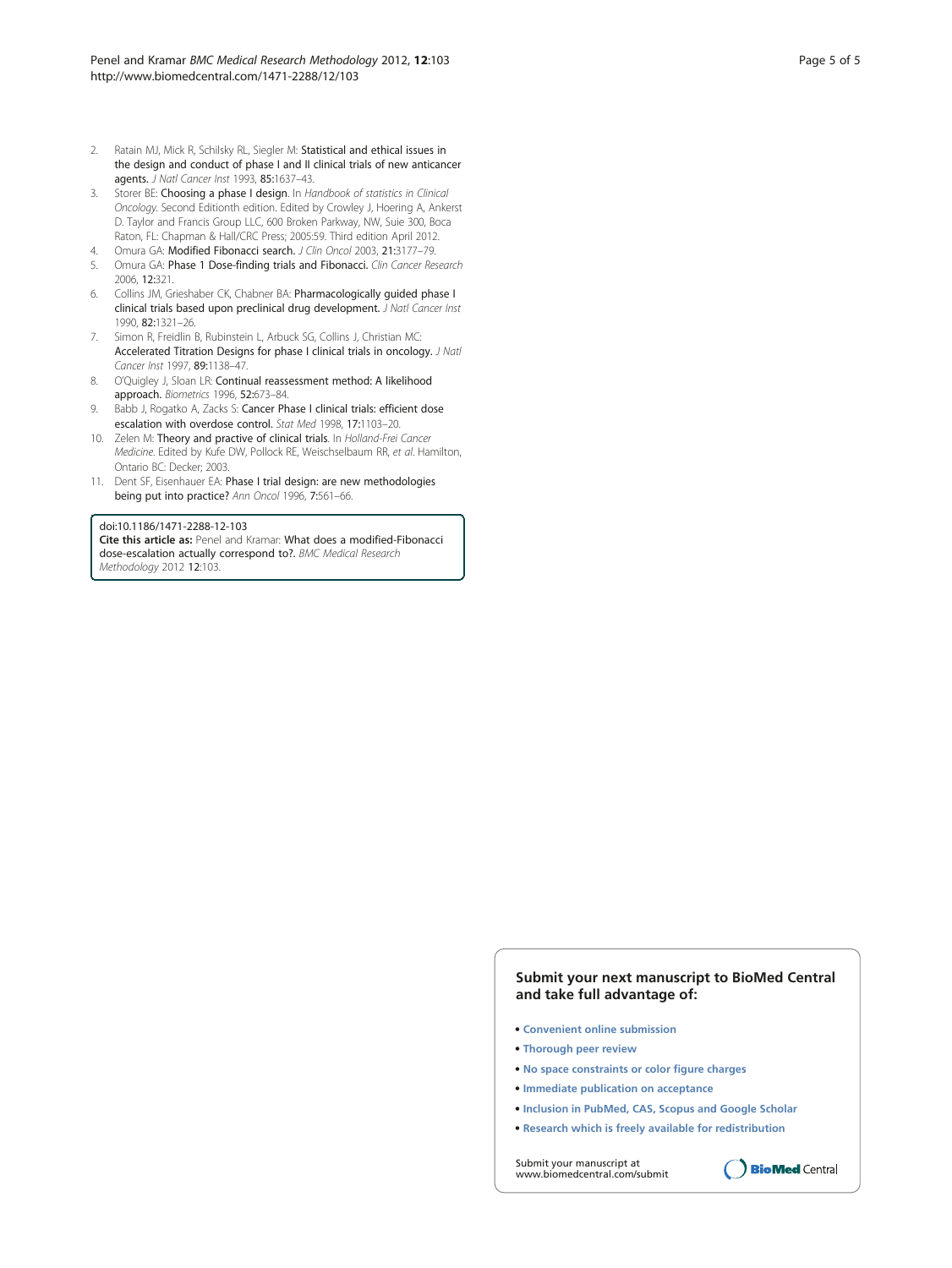2. Ratain MJ, Mick R, Schilsky RL, Siegler M: **Statistical and ethical issues in the design and conduct of phase I and II clinical trials of new anticancer agents.** *J Natl Cancer Inst* 1993, **85**:1637–43.
3. Storer BE: **Choosing a phase I design**. In *Handbook of statistics in Clinical Oncology*. Second Editionth edition. Edited by Crowley J, Hoering A, Ankerst D. Taylor and Francis Group LLC, 600 Broken Parkway, NW, Suie 300, Boca Raton, FL: Chapman & Hall/CRC Press; 2005:59. Third edition April 2012.
4. Omura GA: **Modified Fibonacci search.** *J Clin Oncol* 2003, **21**:3177–79.
5. Omura GA: **Phase 1 Dose-finding trials and Fibonacci.** *Clin Cancer Research* 2006, **12**:321.
6. Collins JM, Grieshaber CK, Chabner BA: **Pharmacologically guided phase I clinical trials based upon preclinical drug development.** *J Natl Cancer Inst* 1990, **82**:1321–26.
7. Simon R, Freidlin B, Rubinstein L, Arbuck SG, Collins J, Christian MC: **Accelerated Titration Designs for phase I clinical trials in oncology.** *J Natl Cancer Inst* 1997, **89**:1138–47.
8. O'Quigley J, Sloan LR: **Continual reassessment method: A likelihood approach.** *Biometrics* 1996, **52**:673–84.
9. Babb J, Rogatko A, Zacks S: **Cancer Phase I clinical trials: efficient dose escalation with overdose control.** *Stat Med* 1998, **17**:1103–20.
10. Zelen M: **Theory and practive of clinical trials**. In *Holland-Frei Cancer Medicine*. Edited by Kufe DW, Pollock RE, Weischselbaum RR, *et al*. Hamilton, Ontario BC: Decker; 2003.
11. Dent SF, Eisenhauer EA: **Phase I trial design: are new methodologies being put into practice?** *Ann Oncol* 1996, **7**:561–66.

doi:10.1186/1471-2288-12-103

**Cite this article as:** Penel and Kramar: **What does a modified-Fibonacci dose-escalation actually correspond to?.** *BMC Medical Research Methodology* 2012 **12**:103.

**Submit your next manuscript to BioMed Central and take full advantage of:**

- **Convenient online submission**
- **Thorough peer review**
- **No space constraints or color figure charges**
- **Immediate publication on acceptance**
- **Inclusion in PubMed, CAS, Scopus and Google Scholar**
- **Research which is freely available for redistribution**

Submit your manuscript at www.biomedcentral.com/submit

BioMed Central